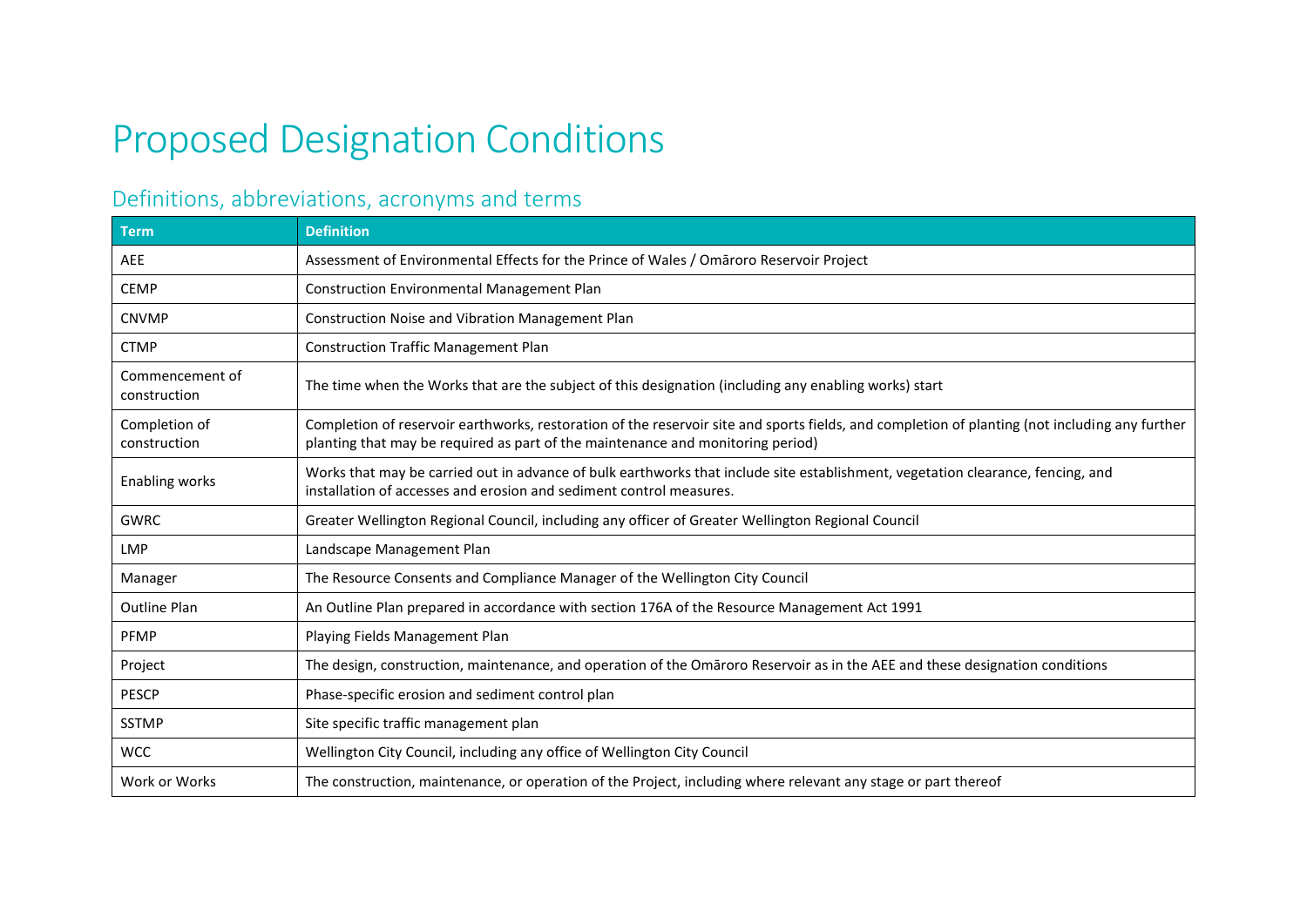# Proposed Designation Conditions

## Definitions, abbreviations, acronyms and terms

| Term | Definition |
|---|---|
| AEE | Assessment of Environmental Effects for the Prince of Wales / Omāroro Reservoir Project |
| CEMP | Construction Environmental Management Plan |
| CNVMP | Construction Noise and Vibration Management Plan |
| CTMP | Construction Traffic Management Plan |
| Commencement of construction | The time when the Works that are the subject of this designation (including any enabling works) start |
| Completion of construction | Completion of reservoir earthworks, restoration of the reservoir site and sports fields, and completion of planting (not including any further planting that may be required as part of the maintenance and monitoring period) |
| Enabling works | Works that may be carried out in advance of bulk earthworks that include site establishment, vegetation clearance, fencing, and installation of accesses and erosion and sediment control measures. |
| GWRC | Greater Wellington Regional Council, including any officer of Greater Wellington Regional Council |
| LMP | Landscape Management Plan |
| Manager | The Resource Consents and Compliance Manager of the Wellington City Council |
| Outline Plan | An Outline Plan prepared in accordance with section 176A of the Resource Management Act 1991 |
| PFMP | Playing Fields Management Plan |
| Project | The design, construction, maintenance, and operation of the Omāroro Reservoir as in the AEE and these designation conditions |
| PESCP | Phase-specific erosion and sediment control plan |
| SSTMP | Site specific traffic management plan |
| WCC | Wellington City Council, including any office of Wellington City Council |
| Work or Works | The construction, maintenance, or operation of the Project, including where relevant any stage or part thereof |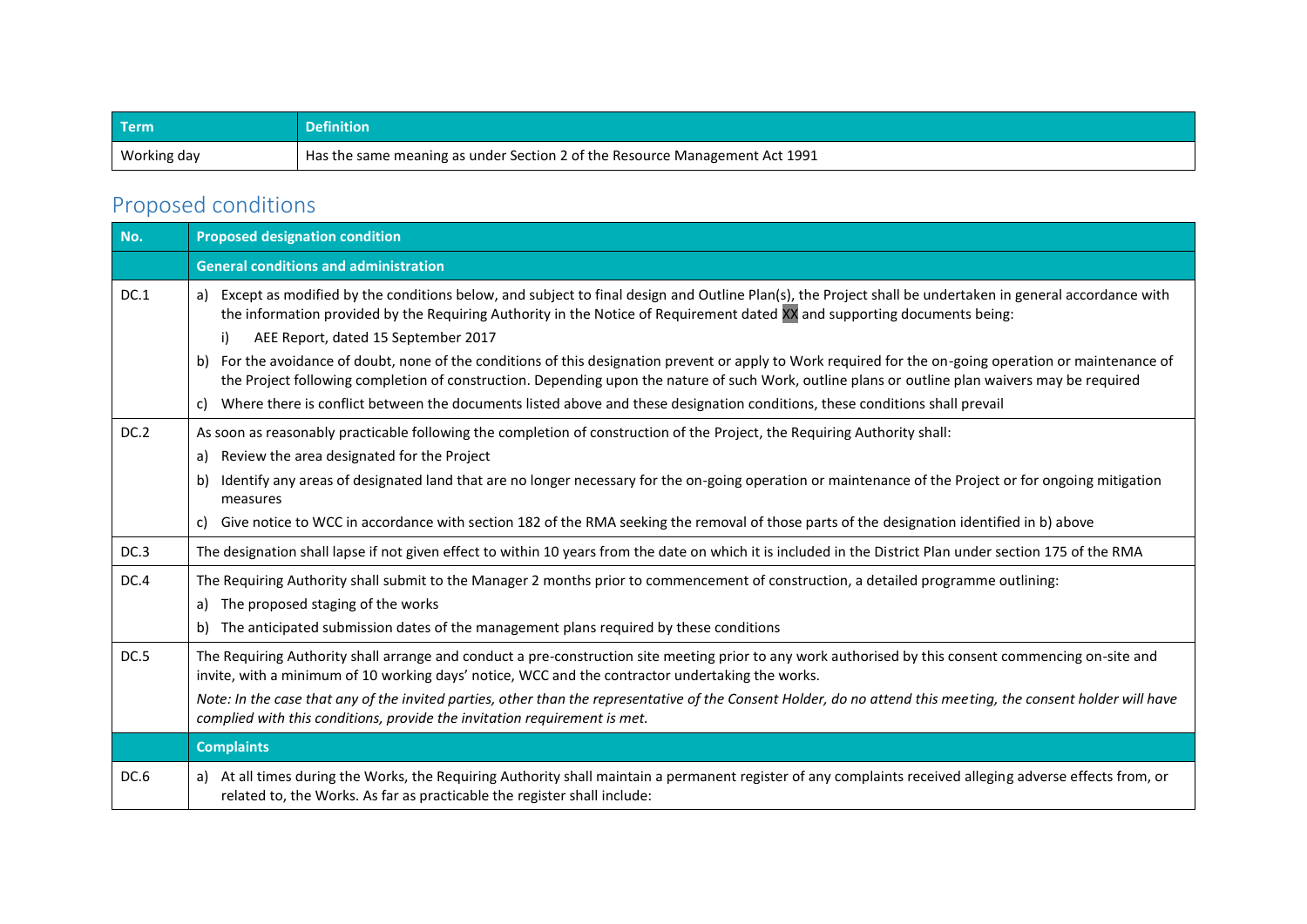| Term | Definition |
|---|---|
| Working day | Has the same meaning as under Section 2 of the Resource Management Act 1991 |

## Proposed conditions

| No. | Proposed designation condition |
|---|---|
| | **General conditions and administration** |
| DC.1 | a) Except as modified by the conditions below, and subject to final design and Outline Plan(s), the Project shall be undertaken in general accordance with the information provided by the Requiring Authority in the Notice of Requirement dated XX and supporting documents being:<br>i) AEE Report, dated 15 September 2017<br>b) For the avoidance of doubt, none of the conditions of this designation prevent or apply to Work required for the on-going operation or maintenance of the Project following completion of construction. Depending upon the nature of such Work, outline plans or outline plan waivers may be required<br>c) Where there is conflict between the documents listed above and these designation conditions, these conditions shall prevail |
| DC.2 | As soon as reasonably practicable following the completion of construction of the Project, the Requiring Authority shall:<br>a) Review the area designated for the Project<br>b) Identify any areas of designated land that are no longer necessary for the on-going operation or maintenance of the Project or for ongoing mitigation measures<br>c) Give notice to WCC in accordance with section 182 of the RMA seeking the removal of those parts of the designation identified in b) above |
| DC.3 | The designation shall lapse if not given effect to within 10 years from the date on which it is included in the District Plan under section 175 of the RMA |
| DC.4 | The Requiring Authority shall submit to the Manager 2 months prior to commencement of construction, a detailed programme outlining:<br>a) The proposed staging of the works<br>b) The anticipated submission dates of the management plans required by these conditions |
| DC.5 | The Requiring Authority shall arrange and conduct a pre-construction site meeting prior to any work authorised by this consent commencing on-site and invite, with a minimum of 10 working days' notice, WCC and the contractor undertaking the works.<br>*Note: In the case that any of the invited parties, other than the representative of the Consent Holder, do no attend this meeting, the consent holder will have complied with this conditions, provide the invitation requirement is met.* |
| | **Complaints** |
| DC.6 | a) At all times during the Works, the Requiring Authority shall maintain a permanent register of any complaints received alleging adverse effects from, or related to, the Works. As far as practicable the register shall include: |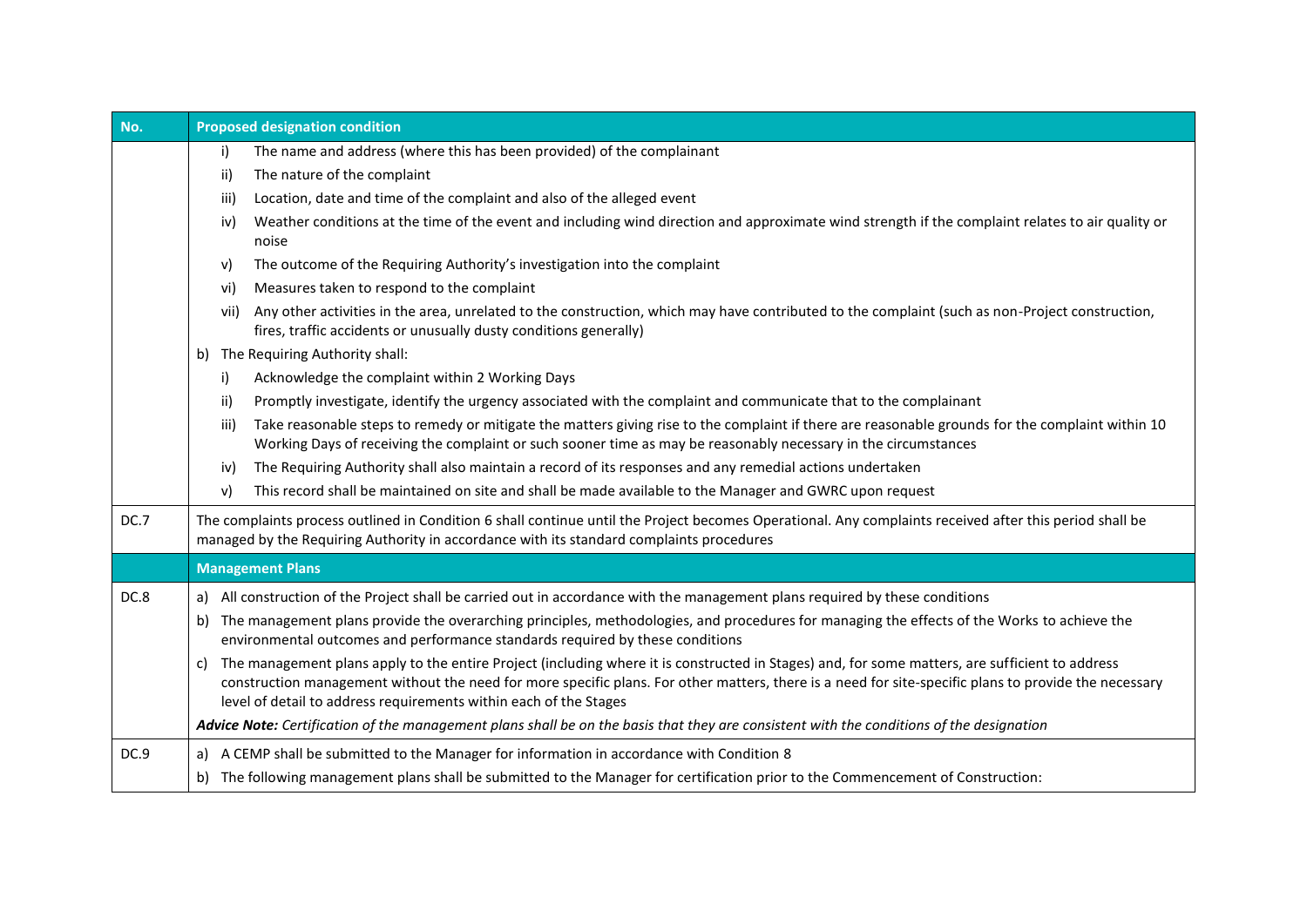| No. | Proposed designation condition |
|---|---|
| | i) The name and address (where this has been provided) of the complainant<br>ii) The nature of the complaint<br>iii) Location, date and time of the complaint and also of the alleged event<br>iv) Weather conditions at the time of the event and including wind direction and approximate wind strength if the complaint relates to air quality or noise<br>v) The outcome of the Requiring Authority's investigation into the complaint<br>vi) Measures taken to respond to the complaint<br>vii) Any other activities in the area, unrelated to the construction, which may have contributed to the complaint (such as non-Project construction, fires, traffic accidents or unusually dusty conditions generally)<br>b) The Requiring Authority shall:<br>i) Acknowledge the complaint within 2 Working Days<br>ii) Promptly investigate, identify the urgency associated with the complaint and communicate that to the complainant<br>iii) Take reasonable steps to remedy or mitigate the matters giving rise to the complaint if there are reasonable grounds for the complaint within 10 Working Days of receiving the complaint or such sooner time as may be reasonably necessary in the circumstances<br>iv) The Requiring Authority shall also maintain a record of its responses and any remedial actions undertaken<br>v) This record shall be maintained on site and shall be made available to the Manager and GWRC upon request |
| DC.7 | The complaints process outlined in Condition 6 shall continue until the Project becomes Operational. Any complaints received after this period shall be managed by the Requiring Authority in accordance with its standard complaints procedures |
| | **Management Plans** |
| DC.8 | a) All construction of the Project shall be carried out in accordance with the management plans required by these conditions<br>b) The management plans provide the overarching principles, methodologies, and procedures for managing the effects of the Works to achieve the environmental outcomes and performance standards required by these conditions<br>c) The management plans apply to the entire Project (including where it is constructed in Stages) and, for some matters, are sufficient to address construction management without the need for more specific plans. For other matters, there is a need for site-specific plans to provide the necessary level of detail to address requirements within each of the Stages<br>***Advice Note:*** *Certification of the management plans shall be on the basis that they are consistent with the conditions of the designation* |
| DC.9 | a) A CEMP shall be submitted to the Manager for information in accordance with Condition 8<br>b) The following management plans shall be submitted to the Manager for certification prior to the Commencement of Construction: |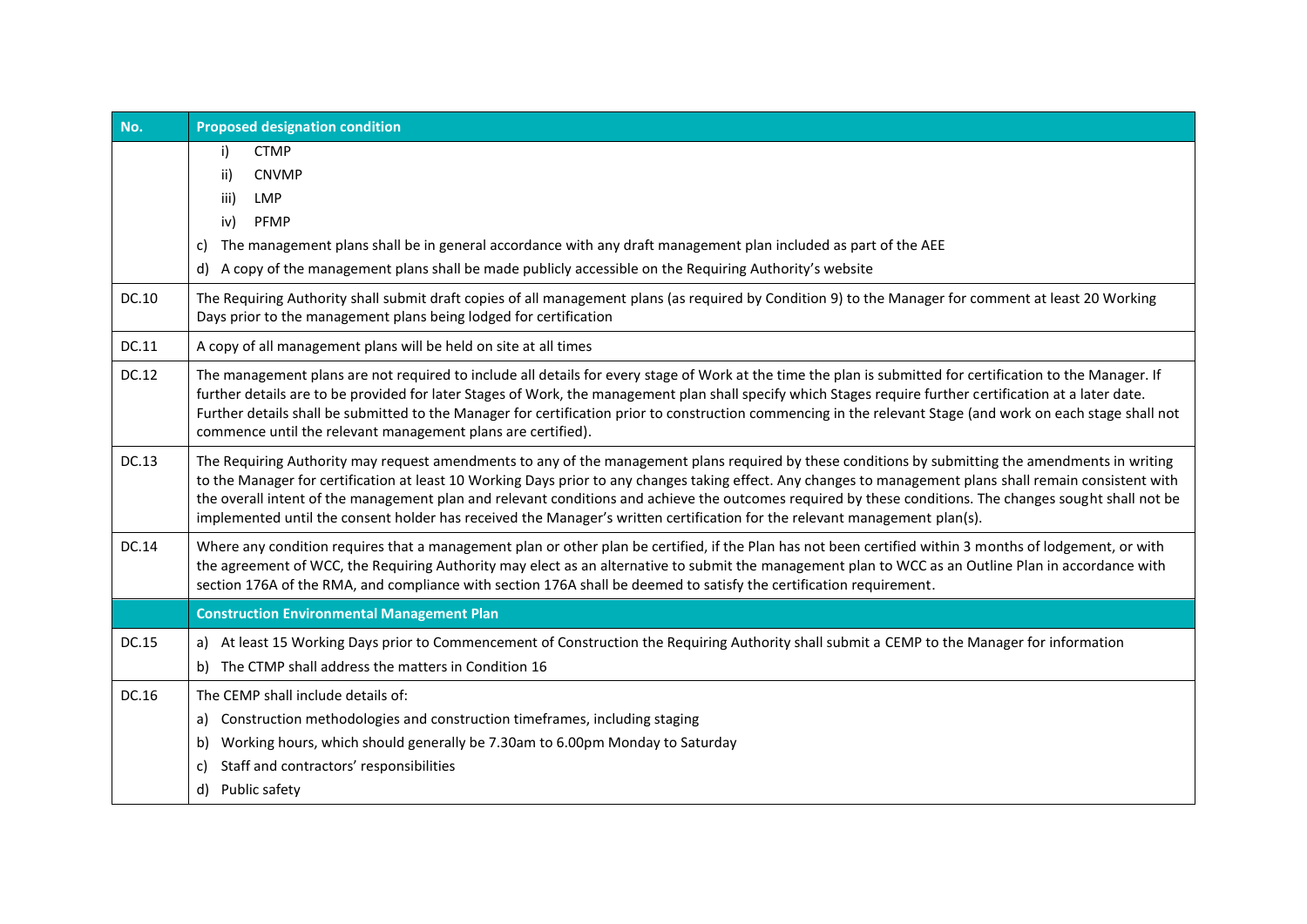| No. | Proposed designation condition |
| --- | --- |
| | i) CTMP<br>ii) CNVMP<br>iii) LMP<br>iv) PFMP<br>c) The management plans shall be in general accordance with any draft management plan included as part of the AEE<br>d) A copy of the management plans shall be made publicly accessible on the Requiring Authority's website |
| DC.10 | The Requiring Authority shall submit draft copies of all management plans (as required by Condition 9) to the Manager for comment at least 20 Working Days prior to the management plans being lodged for certification |
| DC.11 | A copy of all management plans will be held on site at all times |
| DC.12 | The management plans are not required to include all details for every stage of Work at the time the plan is submitted for certification to the Manager. If further details are to be provided for later Stages of Work, the management plan shall specify which Stages require further certification at a later date. Further details shall be submitted to the Manager for certification prior to construction commencing in the relevant Stage (and work on each stage shall not commence until the relevant management plans are certified). |
| DC.13 | The Requiring Authority may request amendments to any of the management plans required by these conditions by submitting the amendments in writing to the Manager for certification at least 10 Working Days prior to any changes taking effect. Any changes to management plans shall remain consistent with the overall intent of the management plan and relevant conditions and achieve the outcomes required by these conditions. The changes sought shall not be implemented until the consent holder has received the Manager's written certification for the relevant management plan(s). |
| DC.14 | Where any condition requires that a management plan or other plan be certified, if the Plan has not been certified within 3 months of lodgement, or with the agreement of WCC, the Requiring Authority may elect as an alternative to submit the management plan to WCC as an Outline Plan in accordance with section 176A of the RMA, and compliance with section 176A shall be deemed to satisfy the certification requirement. |
| | **Construction Environmental Management Plan** |
| DC.15 | a) At least 15 Working Days prior to Commencement of Construction the Requiring Authority shall submit a CEMP to the Manager for information<br>b) The CTMP shall address the matters in Condition 16 |
| DC.16 | The CEMP shall include details of:<br>a) Construction methodologies and construction timeframes, including staging<br>b) Working hours, which should generally be 7.30am to 6.00pm Monday to Saturday<br>c) Staff and contractors' responsibilities<br>d) Public safety |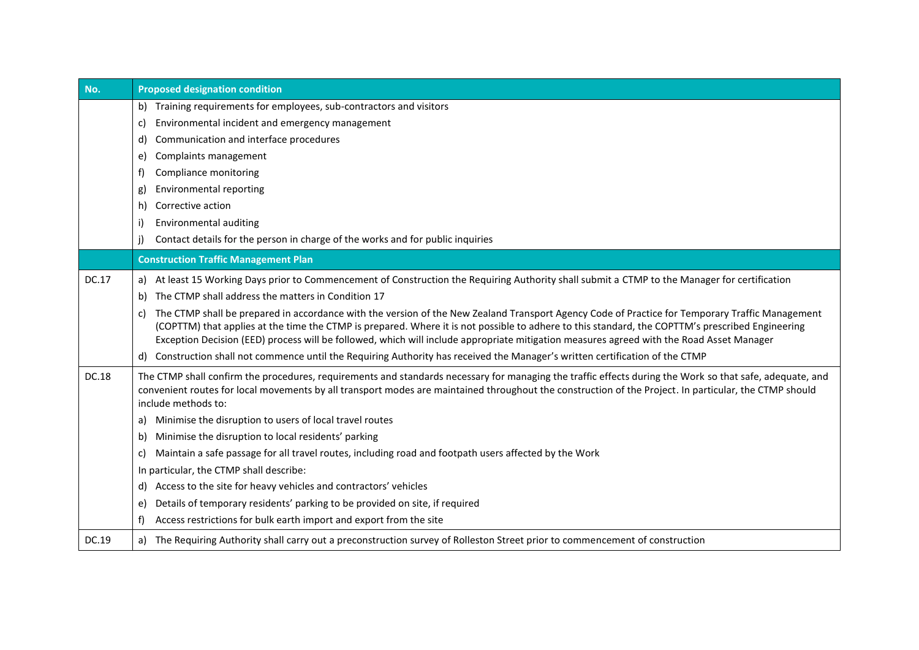| No. | Proposed designation condition |
|---|---|
| | b) Training requirements for employees, sub-contractors and visitors<br>c) Environmental incident and emergency management<br>d) Communication and interface procedures<br>e) Complaints management<br>f) Compliance monitoring<br>g) Environmental reporting<br>h) Corrective action<br>i) Environmental auditing<br>j) Contact details for the person in charge of the works and for public inquiries |
| | **Construction Traffic Management Plan** |
| DC.17 | a) At least 15 Working Days prior to Commencement of Construction the Requiring Authority shall submit a CTMP to the Manager for certification<br>b) The CTMP shall address the matters in Condition 17<br>c) The CTMP shall be prepared in accordance with the version of the New Zealand Transport Agency Code of Practice for Temporary Traffic Management (COPTTM) that applies at the time the CTMP is prepared. Where it is not possible to adhere to this standard, the COPTTM's prescribed Engineering Exception Decision (EED) process will be followed, which will include appropriate mitigation measures agreed with the Road Asset Manager<br>d) Construction shall not commence until the Requiring Authority has received the Manager's written certification of the CTMP |
| DC.18 | The CTMP shall confirm the procedures, requirements and standards necessary for managing the traffic effects during the Work so that safe, adequate, and convenient routes for local movements by all transport modes are maintained throughout the construction of the Project. In particular, the CTMP should include methods to:<br>a) Minimise the disruption to users of local travel routes<br>b) Minimise the disruption to local residents' parking<br>c) Maintain a safe passage for all travel routes, including road and footpath users affected by the Work<br>In particular, the CTMP shall describe:<br>d) Access to the site for heavy vehicles and contractors' vehicles<br>e) Details of temporary residents' parking to be provided on site, if required<br>f) Access restrictions for bulk earth import and export from the site |
| DC.19 | a) The Requiring Authority shall carry out a preconstruction survey of Rolleston Street prior to commencement of construction |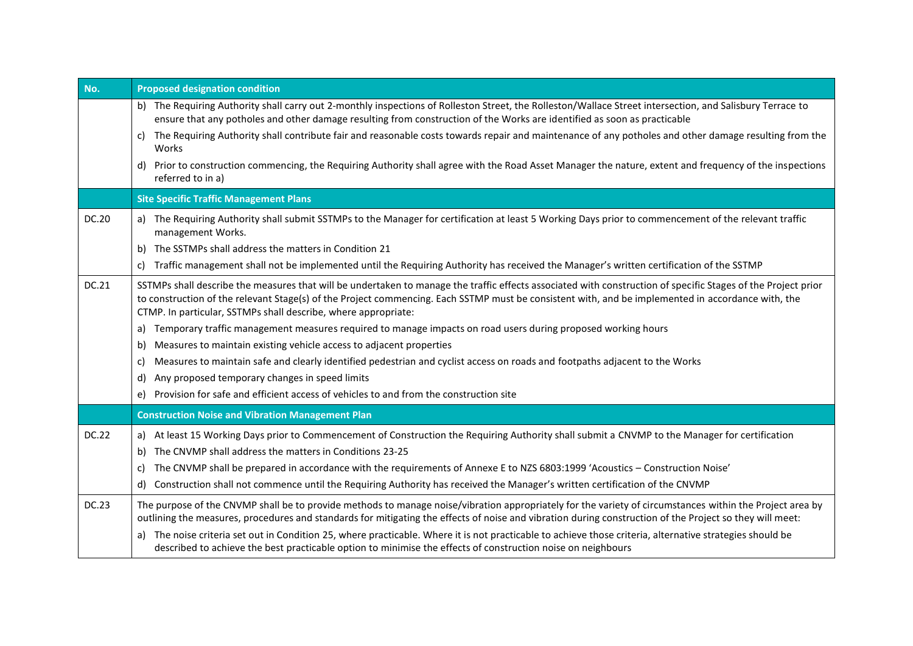| No. | Proposed designation condition |
|---|---|
| | b) The Requiring Authority shall carry out 2-monthly inspections of Rolleston Street, the Rolleston/Wallace Street intersection, and Salisbury Terrace to ensure that any potholes and other damage resulting from construction of the Works are identified as soon as practicable<br>c) The Requiring Authority shall contribute fair and reasonable costs towards repair and maintenance of any potholes and other damage resulting from the Works<br>d) Prior to construction commencing, the Requiring Authority shall agree with the Road Asset Manager the nature, extent and frequency of the inspections referred to in a) |
| | **Site Specific Traffic Management Plans** |
| DC.20 | a) The Requiring Authority shall submit SSTMPs to the Manager for certification at least 5 Working Days prior to commencement of the relevant traffic management Works.<br>b) The SSTMPs shall address the matters in Condition 21<br>c) Traffic management shall not be implemented until the Requiring Authority has received the Manager's written certification of the SSTMP |
| DC.21 | SSTMPs shall describe the measures that will be undertaken to manage the traffic effects associated with construction of specific Stages of the Project prior to construction of the relevant Stage(s) of the Project commencing. Each SSTMP must be consistent with, and be implemented in accordance with, the CTMP. In particular, SSTMPs shall describe, where appropriate:<br>a) Temporary traffic management measures required to manage impacts on road users during proposed working hours<br>b) Measures to maintain existing vehicle access to adjacent properties<br>c) Measures to maintain safe and clearly identified pedestrian and cyclist access on roads and footpaths adjacent to the Works<br>d) Any proposed temporary changes in speed limits<br>e) Provision for safe and efficient access of vehicles to and from the construction site |
| | **Construction Noise and Vibration Management Plan** |
| DC.22 | a) At least 15 Working Days prior to Commencement of Construction the Requiring Authority shall submit a CNVMP to the Manager for certification<br>b) The CNVMP shall address the matters in Conditions 23-25<br>c) The CNVMP shall be prepared in accordance with the requirements of Annexe E to NZS 6803:1999 'Acoustics – Construction Noise'<br>d) Construction shall not commence until the Requiring Authority has received the Manager's written certification of the CNVMP |
| DC.23 | The purpose of the CNVMP shall be to provide methods to manage noise/vibration appropriately for the variety of circumstances within the Project area by outlining the measures, procedures and standards for mitigating the effects of noise and vibration during construction of the Project so they will meet:<br>a) The noise criteria set out in Condition 25, where practicable. Where it is not practicable to achieve those criteria, alternative strategies should be described to achieve the best practicable option to minimise the effects of construction noise on neighbours |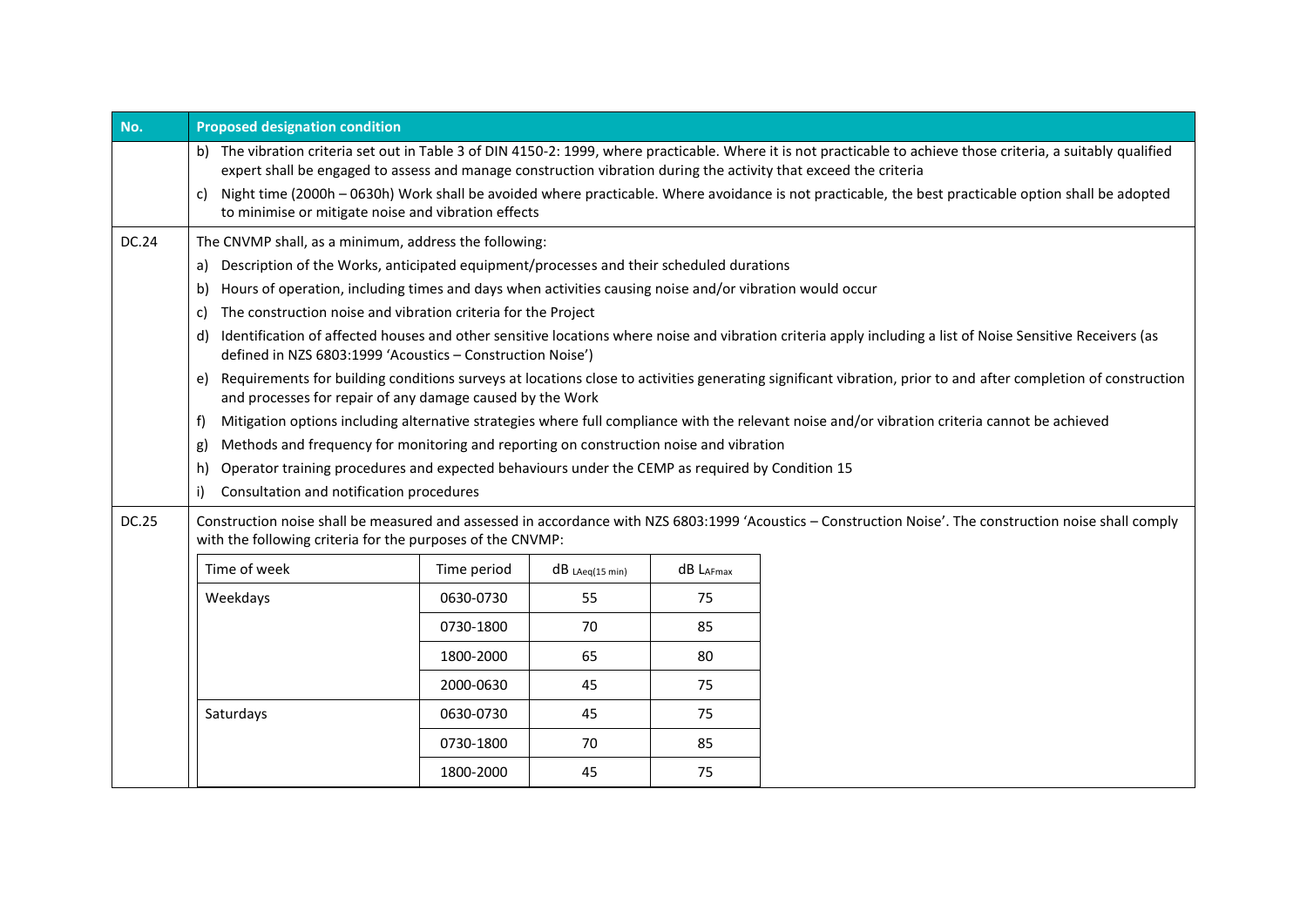| No. | Proposed designation condition |
|---|---|
| | b) The vibration criteria set out in Table 3 of DIN 4150-2: 1999, where practicable. Where it is not practicable to achieve those criteria, a suitably qualified expert shall be engaged to assess and manage construction vibration during the activity that exceed the criteria<br>c) Night time (2000h – 0630h) Work shall be avoided where practicable. Where avoidance is not practicable, the best practicable option shall be adopted to minimise or mitigate noise and vibration effects |
| DC.24 | The CNVMP shall, as a minimum, address the following:<br>a) Description of the Works, anticipated equipment/processes and their scheduled durations<br>b) Hours of operation, including times and days when activities causing noise and/or vibration would occur<br>c) The construction noise and vibration criteria for the Project<br>d) Identification of affected houses and other sensitive locations where noise and vibration criteria apply including a list of Noise Sensitive Receivers (as defined in NZS 6803:1999 'Acoustics – Construction Noise')<br>e) Requirements for building conditions surveys at locations close to activities generating significant vibration, prior to and after completion of construction and processes for repair of any damage caused by the Work<br>f) Mitigation options including alternative strategies where full compliance with the relevant noise and/or vibration criteria cannot be achieved<br>g) Methods and frequency for monitoring and reporting on construction noise and vibration<br>h) Operator training procedures and expected behaviours under the CEMP as required by Condition 15<br>i) Consultation and notification procedures |
| DC.25 | Construction noise shall be measured and assessed in accordance with NZS 6803:1999 'Acoustics – Construction Noise'. The construction noise shall comply with the following criteria for the purposes of the CNVMP: |

| Time of week | Time period | dB $L_{Aeq(15\ min)}$ | dB $L_{AFmax}$ |
|---|---|---|---|
| Weekdays | 0630-0730 | 55 | 75 |
| | 0730-1800 | 70 | 85 |
| | 1800-2000 | 65 | 80 |
| | 2000-0630 | 45 | 75 |
| Saturdays | 0630-0730 | 45 | 75 |
| | 0730-1800 | 70 | 85 |
| | 1800-2000 | 45 | 75 |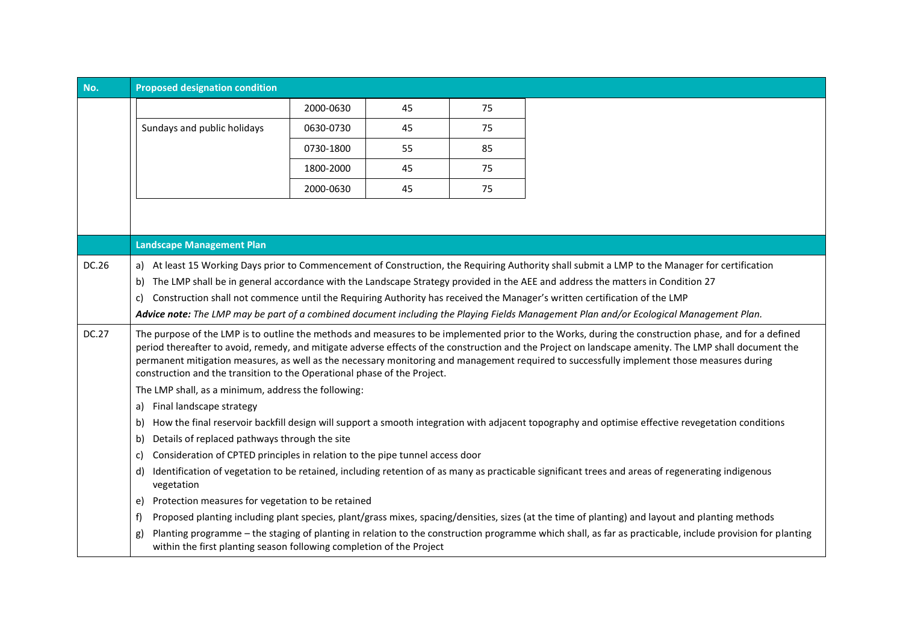| No. | Proposed designation condition |
|---|---|

| | | | |
|---|---|---|---|
| | 2000-0630 | 45 | 75 |
| Sundays and public holidays | 0630-0730 | 45 | 75 |
| | 0730-1800 | 55 | 85 |
| | 1800-2000 | 45 | 75 |
| | 2000-0630 | 45 | 75 |

| No. | Proposed designation condition |
|---|---|
| | **Landscape Management Plan** |
| DC.26 | a) At least 15 Working Days prior to Commencement of Construction, the Requiring Authority shall submit a LMP to the Manager for certification<br>b) The LMP shall be in general accordance with the Landscape Strategy provided in the AEE and address the matters in Condition 27<br>c) Construction shall not commence until the Requiring Authority has received the Manager's written certification of the LMP<br>***Advice note:*** *The LMP may be part of a combined document including the Playing Fields Management Plan and/or Ecological Management Plan.* |
| DC.27 | The purpose of the LMP is to outline the methods and measures to be implemented prior to the Works, during the construction phase, and for a defined period thereafter to avoid, remedy, and mitigate adverse effects of the construction and the Project on landscape amenity. The LMP shall document the permanent mitigation measures, as well as the necessary monitoring and management required to successfully implement those measures during construction and the transition to the Operational phase of the Project.<br>The LMP shall, as a minimum, address the following:<br>a) Final landscape strategy<br>b) How the final reservoir backfill design will support a smooth integration with adjacent topography and optimise effective revegetation conditions<br>b) Details of replaced pathways through the site<br>c) Consideration of CPTED principles in relation to the pipe tunnel access door<br>d) Identification of vegetation to be retained, including retention of as many as practicable significant trees and areas of regenerating indigenous vegetation<br>e) Protection measures for vegetation to be retained<br>f) Proposed planting including plant species, plant/grass mixes, spacing/densities, sizes (at the time of planting) and layout and planting methods<br>g) Planting programme – the staging of planting in relation to the construction programme which shall, as far as practicable, include provision for planting within the first planting season following completion of the Project |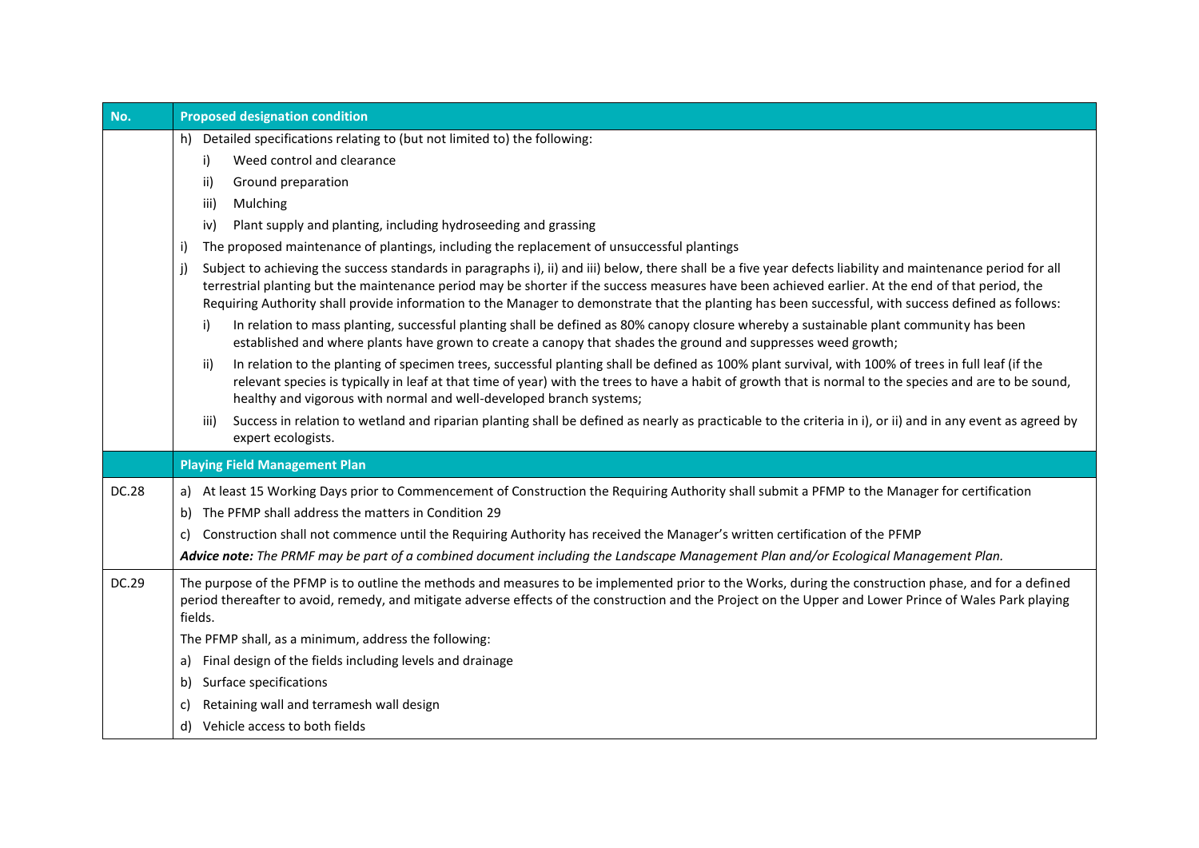| No. | Proposed designation condition |
|---|---|
| | h) Detailed specifications relating to (but not limited to) the following:<br>i) Weed control and clearance<br>ii) Ground preparation<br>iii) Mulching<br>iv) Plant supply and planting, including hydroseeding and grassing<br>i) The proposed maintenance of plantings, including the replacement of unsuccessful plantings<br>j) Subject to achieving the success standards in paragraphs i), ii) and iii) below, there shall be a five year defects liability and maintenance period for all terrestrial planting but the maintenance period may be shorter if the success measures have been achieved earlier. At the end of that period, the Requiring Authority shall provide information to the Manager to demonstrate that the planting has been successful, with success defined as follows:<br>i) In relation to mass planting, successful planting shall be defined as 80% canopy closure whereby a sustainable plant community has been established and where plants have grown to create a canopy that shades the ground and suppresses weed growth;<br>ii) In relation to the planting of specimen trees, successful planting shall be defined as 100% plant survival, with 100% of trees in full leaf (if the relevant species is typically in leaf at that time of year) with the trees to have a habit of growth that is normal to the species and are to be sound, healthy and vigorous with normal and well-developed branch systems;<br>iii) Success in relation to wetland and riparian planting shall be defined as nearly as practicable to the criteria in i), or ii) and in any event as agreed by expert ecologists. |
| | **Playing Field Management Plan** |
| DC.28 | a) At least 15 Working Days prior to Commencement of Construction the Requiring Authority shall submit a PFMP to the Manager for certification<br>b) The PFMP shall address the matters in Condition 29<br>c) Construction shall not commence until the Requiring Authority has received the Manager's written certification of the PFMP<br>***Advice note:*** *The PRMF may be part of a combined document including the Landscape Management Plan and/or Ecological Management Plan.* |
| DC.29 | The purpose of the PFMP is to outline the methods and measures to be implemented prior to the Works, during the construction phase, and for a defined period thereafter to avoid, remedy, and mitigate adverse effects of the construction and the Project on the Upper and Lower Prince of Wales Park playing fields.<br>The PFMP shall, as a minimum, address the following:<br>a) Final design of the fields including levels and drainage<br>b) Surface specifications<br>c) Retaining wall and terramesh wall design<br>d) Vehicle access to both fields |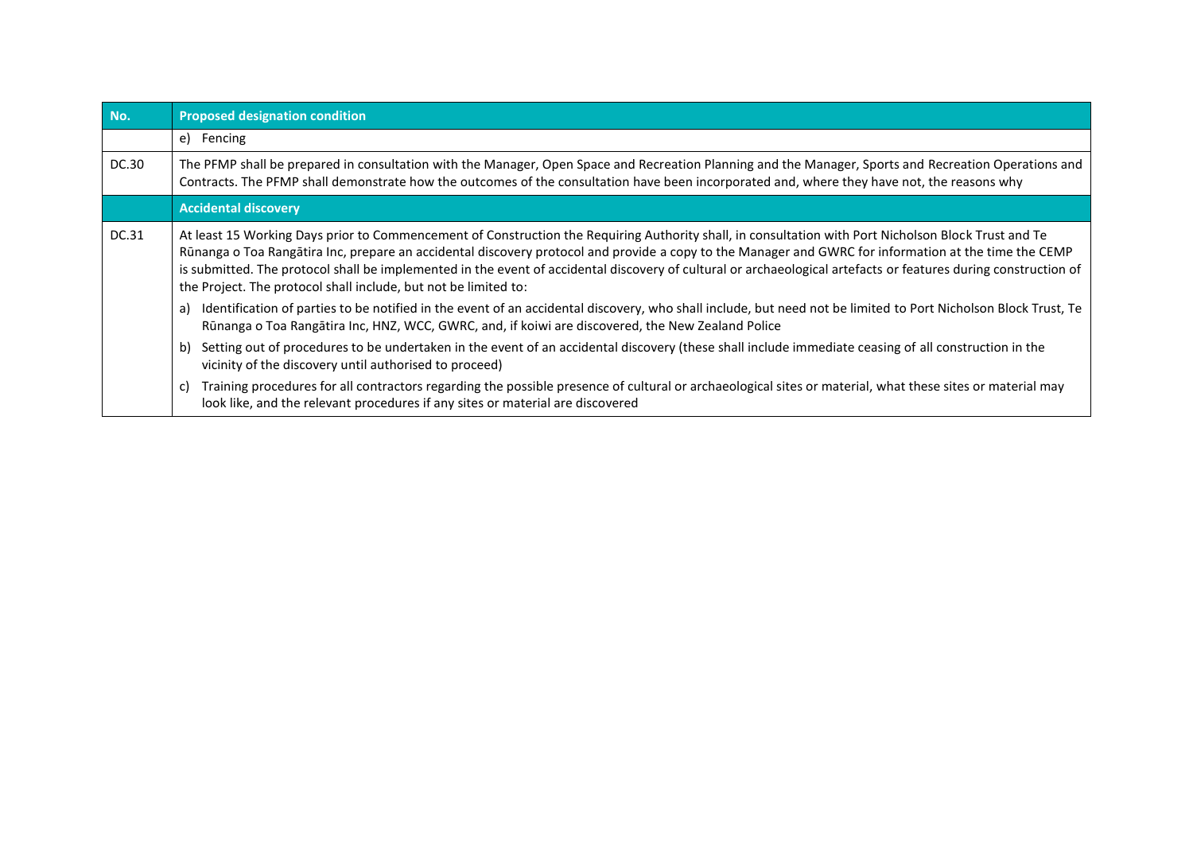| No. | Proposed designation condition |
|---|---|
| | e) Fencing |
| DC.30 | The PFMP shall be prepared in consultation with the Manager, Open Space and Recreation Planning and the Manager, Sports and Recreation Operations and Contracts. The PFMP shall demonstrate how the outcomes of the consultation have been incorporated and, where they have not, the reasons why |
| | **Accidental discovery** |
| DC.31 | At least 15 Working Days prior to Commencement of Construction the Requiring Authority shall, in consultation with Port Nicholson Block Trust and Te Rūnanga o Toa Rangātira Inc, prepare an accidental discovery protocol and provide a copy to the Manager and GWRC for information at the time the CEMP is submitted. The protocol shall be implemented in the event of accidental discovery of cultural or archaeological artefacts or features during construction of the Project. The protocol shall include, but not be limited to:<br>a) Identification of parties to be notified in the event of an accidental discovery, who shall include, but need not be limited to Port Nicholson Block Trust, Te Rūnanga o Toa Rangātira Inc, HNZ, WCC, GWRC, and, if koiwi are discovered, the New Zealand Police<br>b) Setting out of procedures to be undertaken in the event of an accidental discovery (these shall include immediate ceasing of all construction in the vicinity of the discovery until authorised to proceed)<br>c) Training procedures for all contractors regarding the possible presence of cultural or archaeological sites or material, what these sites or material may look like, and the relevant procedures if any sites or material are discovered |